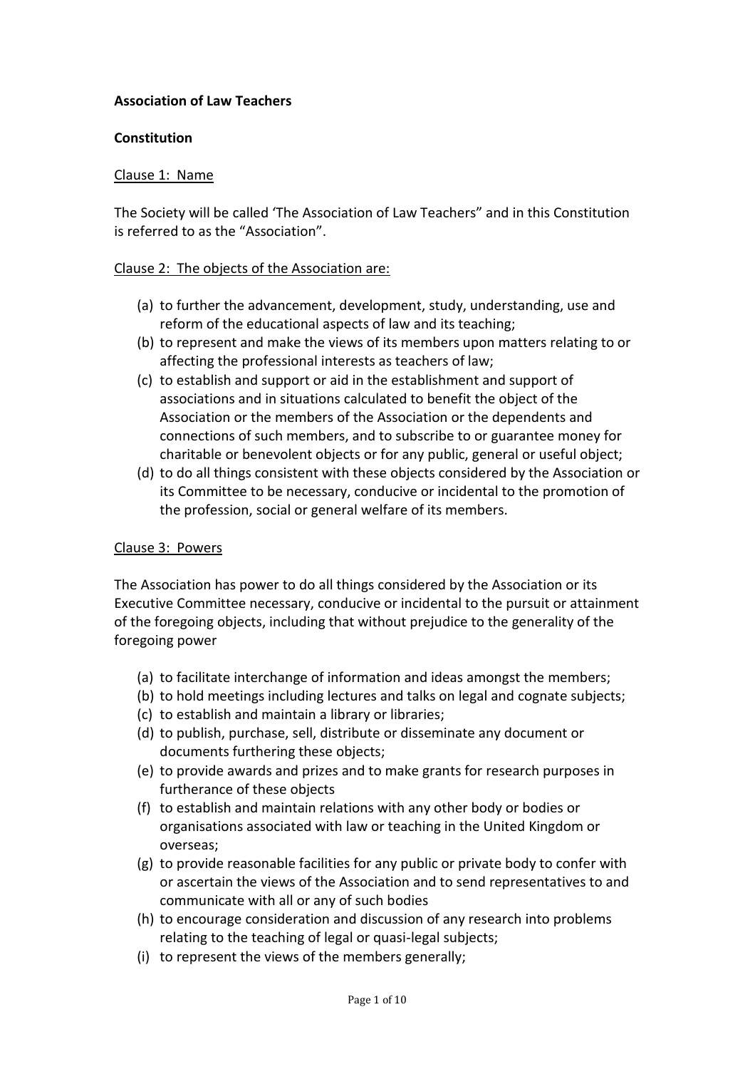**Association of Law Teachers**

**Constitution**

Clause 1: Name

The Society will be called 'The Association of Law Teachers" and in this Constitution is referred to as the "Association".

Clause 2: The objects of the Association are:

(a) to further the advancement, development, study, understanding, use and reform of the educational aspects of law and its teaching;
(b) to represent and make the views of its members upon matters relating to or affecting the professional interests as teachers of law;
(c) to establish and support or aid in the establishment and support of associations and in situations calculated to benefit the object of the Association or the members of the Association or the dependents and connections of such members, and to subscribe to or guarantee money for charitable or benevolent objects or for any public, general or useful object;
(d) to do all things consistent with these objects considered by the Association or its Committee to be necessary, conducive or incidental to the promotion of the profession, social or general welfare of its members.

Clause 3: Powers

The Association has power to do all things considered by the Association or its Executive Committee necessary, conducive or incidental to the pursuit or attainment of the foregoing objects, including that without prejudice to the generality of the foregoing power

(a) to facilitate interchange of information and ideas amongst the members;
(b) to hold meetings including lectures and talks on legal and cognate subjects;
(c) to establish and maintain a library or libraries;
(d) to publish, purchase, sell, distribute or disseminate any document or documents furthering these objects;
(e) to provide awards and prizes and to make grants for research purposes in furtherance of these objects
(f) to establish and maintain relations with any other body or bodies or organisations associated with law or teaching in the United Kingdom or overseas;
(g) to provide reasonable facilities for any public or private body to confer with or ascertain the views of the Association and to send representatives to and communicate with all or any of such bodies
(h) to encourage consideration and discussion of any research into problems relating to the teaching of legal or quasi-legal subjects;
(i) to represent the views of the members generally;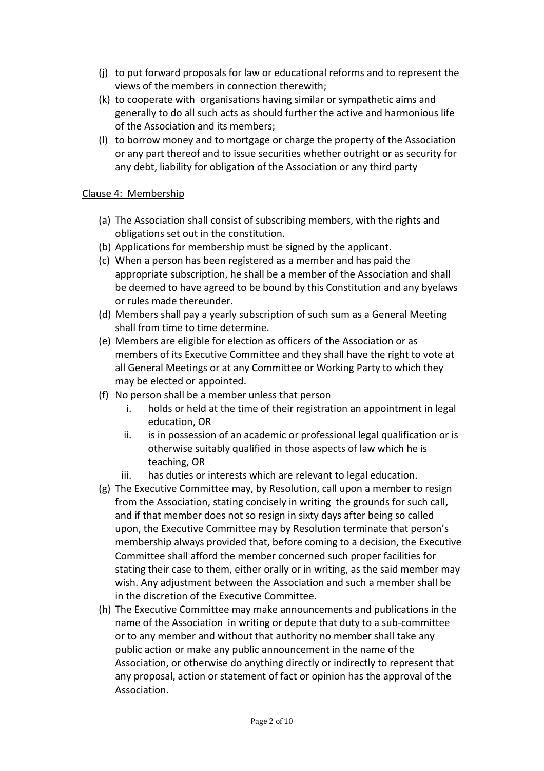(j) to put forward proposals for law or educational reforms and to represent the views of the members in connection therewith;

(k) to cooperate with organisations having similar or sympathetic aims and generally to do all such acts as should further the active and harmonious life of the Association and its members;

(l) to borrow money and to mortgage or charge the property of the Association or any part thereof and to issue securities whether outright or as security for any debt, liability for obligation of the Association or any third party

Clause 4: Membership

(a) The Association shall consist of subscribing members, with the rights and obligations set out in the constitution.

(b) Applications for membership must be signed by the applicant.

(c) When a person has been registered as a member and has paid the appropriate subscription, he shall be a member of the Association and shall be deemed to have agreed to be bound by this Constitution and any byelaws or rules made thereunder.

(d) Members shall pay a yearly subscription of such sum as a General Meeting shall from time to time determine.

(e) Members are eligible for election as officers of the Association or as members of its Executive Committee and they shall have the right to vote at all General Meetings or at any Committee or Working Party to which they may be elected or appointed.

(f) No person shall be a member unless that person
   i. holds or held at the time of their registration an appointment in legal education, OR
   ii. is in possession of an academic or professional legal qualification or is otherwise suitably qualified in those aspects of law which he is teaching, OR
   iii. has duties or interests which are relevant to legal education.

(g) The Executive Committee may, by Resolution, call upon a member to resign from the Association, stating concisely in writing the grounds for such call, and if that member does not so resign in sixty days after being so called upon, the Executive Committee may by Resolution terminate that person's membership always provided that, before coming to a decision, the Executive Committee shall afford the member concerned such proper facilities for stating their case to them, either orally or in writing, as the said member may wish. Any adjustment between the Association and such a member shall be in the discretion of the Executive Committee.

(h) The Executive Committee may make announcements and publications in the name of the Association in writing or depute that duty to a sub-committee or to any member and without that authority no member shall take any public action or make any public announcement in the name of the Association, or otherwise do anything directly or indirectly to represent that any proposal, action or statement of fact or opinion has the approval of the Association.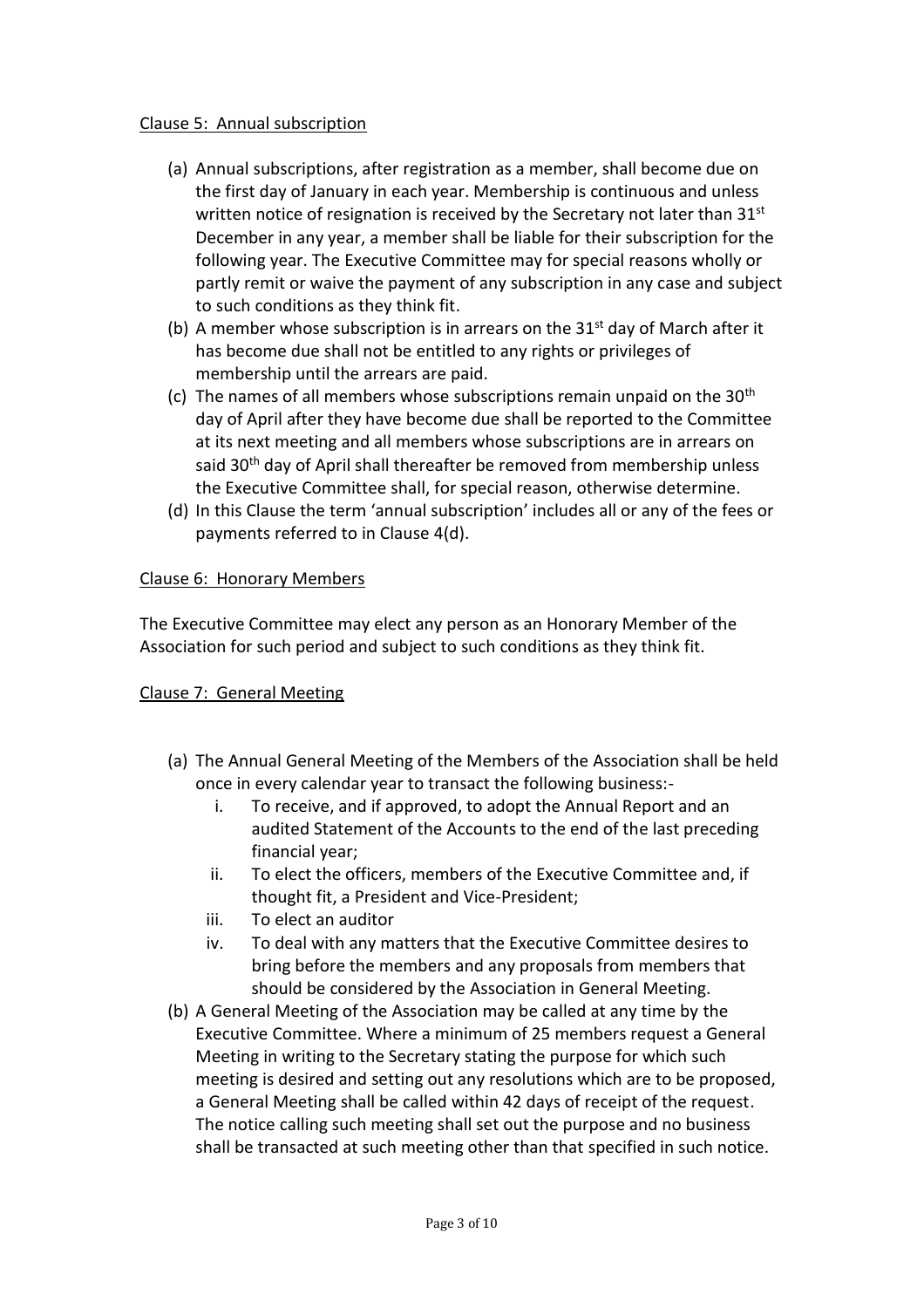Clause 5: Annual subscription

(a) Annual subscriptions, after registration as a member, shall become due on the first day of January in each year. Membership is continuous and unless written notice of resignation is received by the Secretary not later than 31st December in any year, a member shall be liable for their subscription for the following year. The Executive Committee may for special reasons wholly or partly remit or waive the payment of any subscription in any case and subject to such conditions as they think fit.
(b) A member whose subscription is in arrears on the 31st day of March after it has become due shall not be entitled to any rights or privileges of membership until the arrears are paid.
(c) The names of all members whose subscriptions remain unpaid on the 30th day of April after they have become due shall be reported to the Committee at its next meeting and all members whose subscriptions are in arrears on said 30th day of April shall thereafter be removed from membership unless the Executive Committee shall, for special reason, otherwise determine.
(d) In this Clause the term 'annual subscription' includes all or any of the fees or payments referred to in Clause 4(d).

Clause 6: Honorary Members

The Executive Committee may elect any person as an Honorary Member of the Association for such period and subject to such conditions as they think fit.

Clause 7: General Meeting

(a) The Annual General Meeting of the Members of the Association shall be held once in every calendar year to transact the following business:-
    i. To receive, and if approved, to adopt the Annual Report and an audited Statement of the Accounts to the end of the last preceding financial year;
    ii. To elect the officers, members of the Executive Committee and, if thought fit, a President and Vice-President;
    iii. To elect an auditor
    iv. To deal with any matters that the Executive Committee desires to bring before the members and any proposals from members that should be considered by the Association in General Meeting.
(b) A General Meeting of the Association may be called at any time by the Executive Committee. Where a minimum of 25 members request a General Meeting in writing to the Secretary stating the purpose for which such meeting is desired and setting out any resolutions which are to be proposed, a General Meeting shall be called within 42 days of receipt of the request. The notice calling such meeting shall set out the purpose and no business shall be transacted at such meeting other than that specified in such notice.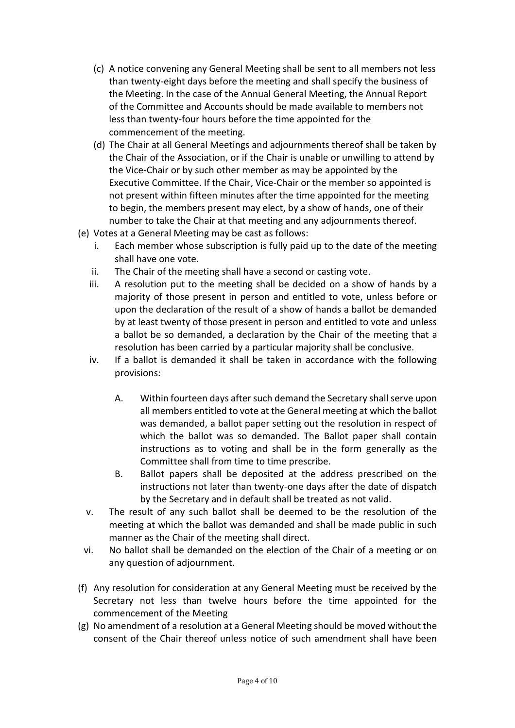(c) A notice convening any General Meeting shall be sent to all members not less than twenty-eight days before the meeting and shall specify the business of the Meeting. In the case of the Annual General Meeting, the Annual Report of the Committee and Accounts should be made available to members not less than twenty-four hours before the time appointed for the commencement of the meeting.

(d) The Chair at all General Meetings and adjournments thereof shall be taken by the Chair of the Association, or if the Chair is unable or unwilling to attend by the Vice-Chair or by such other member as may be appointed by the Executive Committee. If the Chair, Vice-Chair or the member so appointed is not present within fifteen minutes after the time appointed for the meeting to begin, the members present may elect, by a show of hands, one of their number to take the Chair at that meeting and any adjournments thereof.

(e) Votes at a General Meeting may be cast as follows:

- i. Each member whose subscription is fully paid up to the date of the meeting shall have one vote.
- ii. The Chair of the meeting shall have a second or casting vote.
- iii. A resolution put to the meeting shall be decided on a show of hands by a majority of those present in person and entitled to vote, unless before or upon the declaration of the result of a show of hands a ballot be demanded by at least twenty of those present in person and entitled to vote and unless a ballot be so demanded, a declaration by the Chair of the meeting that a resolution has been carried by a particular majority shall be conclusive.
- iv. If a ballot is demanded it shall be taken in accordance with the following provisions:
  - A. Within fourteen days after such demand the Secretary shall serve upon all members entitled to vote at the General meeting at which the ballot was demanded, a ballot paper setting out the resolution in respect of which the ballot was so demanded. The Ballot paper shall contain instructions as to voting and shall be in the form generally as the Committee shall from time to time prescribe.
  - B. Ballot papers shall be deposited at the address prescribed on the instructions not later than twenty-one days after the date of dispatch by the Secretary and in default shall be treated as not valid.
- v. The result of any such ballot shall be deemed to be the resolution of the meeting at which the ballot was demanded and shall be made public in such manner as the Chair of the meeting shall direct.
- vi. No ballot shall be demanded on the election of the Chair of a meeting or on any question of adjournment.

(f) Any resolution for consideration at any General Meeting must be received by the Secretary not less than twelve hours before the time appointed for the commencement of the Meeting

(g) No amendment of a resolution at a General Meeting should be moved without the consent of the Chair thereof unless notice of such amendment shall have been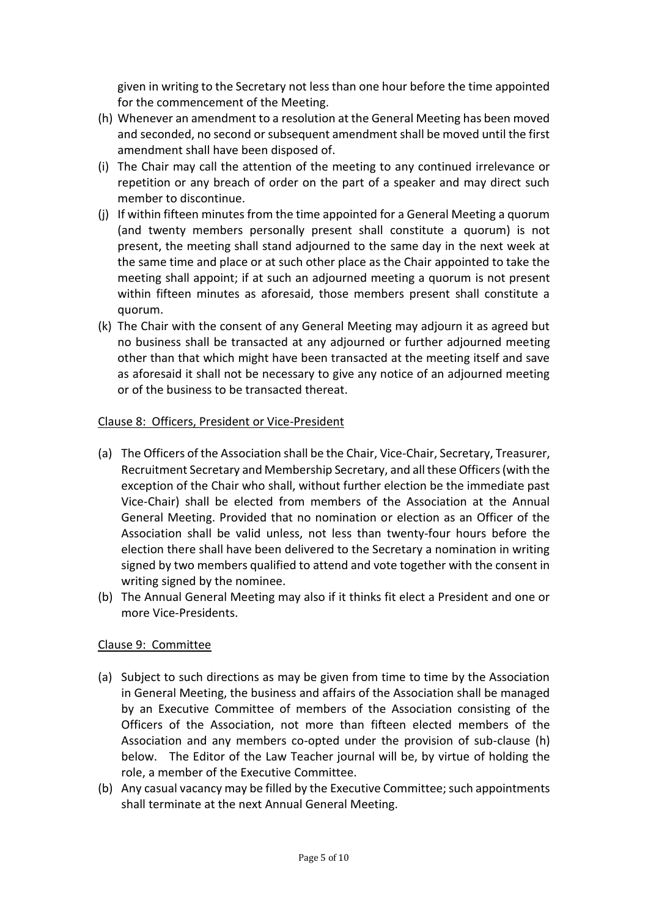given in writing to the Secretary not less than one hour before the time appointed for the commencement of the Meeting.

(h) Whenever an amendment to a resolution at the General Meeting has been moved and seconded, no second or subsequent amendment shall be moved until the first amendment shall have been disposed of.

(i) The Chair may call the attention of the meeting to any continued irrelevance or repetition or any breach of order on the part of a speaker and may direct such member to discontinue.

(j) If within fifteen minutes from the time appointed for a General Meeting a quorum (and twenty members personally present shall constitute a quorum) is not present, the meeting shall stand adjourned to the same day in the next week at the same time and place or at such other place as the Chair appointed to take the meeting shall appoint; if at such an adjourned meeting a quorum is not present within fifteen minutes as aforesaid, those members present shall constitute a quorum.

(k) The Chair with the consent of any General Meeting may adjourn it as agreed but no business shall be transacted at any adjourned or further adjourned meeting other than that which might have been transacted at the meeting itself and save as aforesaid it shall not be necessary to give any notice of an adjourned meeting or of the business to be transacted thereat.

<u>Clause 8: Officers, President or Vice-President</u>

(a) The Officers of the Association shall be the Chair, Vice-Chair, Secretary, Treasurer, Recruitment Secretary and Membership Secretary, and all these Officers (with the exception of the Chair who shall, without further election be the immediate past Vice-Chair) shall be elected from members of the Association at the Annual General Meeting. Provided that no nomination or election as an Officer of the Association shall be valid unless, not less than twenty-four hours before the election there shall have been delivered to the Secretary a nomination in writing signed by two members qualified to attend and vote together with the consent in writing signed by the nominee.

(b) The Annual General Meeting may also if it thinks fit elect a President and one or more Vice-Presidents.

<u>Clause 9: Committee</u>

(a) Subject to such directions as may be given from time to time by the Association in General Meeting, the business and affairs of the Association shall be managed by an Executive Committee of members of the Association consisting of the Officers of the Association, not more than fifteen elected members of the Association and any members co-opted under the provision of sub-clause (h) below. The Editor of the Law Teacher journal will be, by virtue of holding the role, a member of the Executive Committee.

(b) Any casual vacancy may be filled by the Executive Committee; such appointments shall terminate at the next Annual General Meeting.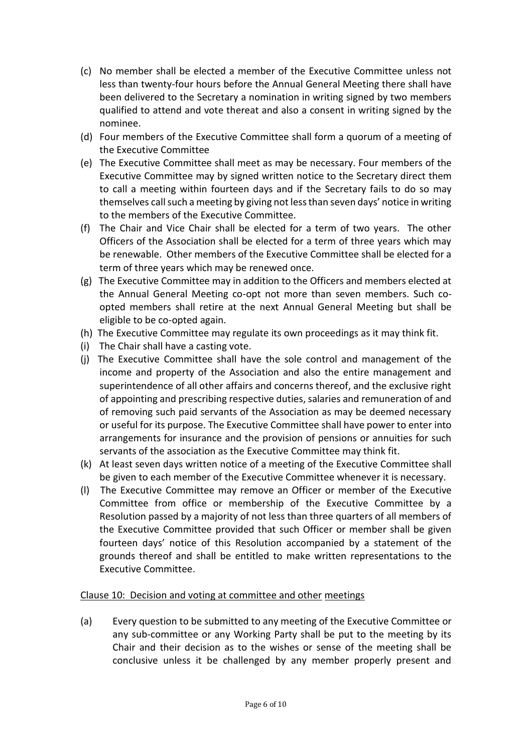(c) No member shall be elected a member of the Executive Committee unless not less than twenty-four hours before the Annual General Meeting there shall have been delivered to the Secretary a nomination in writing signed by two members qualified to attend and vote thereat and also a consent in writing signed by the nominee.

(d) Four members of the Executive Committee shall form a quorum of a meeting of the Executive Committee

(e) The Executive Committee shall meet as may be necessary. Four members of the Executive Committee may by signed written notice to the Secretary direct them to call a meeting within fourteen days and if the Secretary fails to do so may themselves call such a meeting by giving not less than seven days' notice in writing to the members of the Executive Committee.

(f) The Chair and Vice Chair shall be elected for a term of two years. The other Officers of the Association shall be elected for a term of three years which may be renewable. Other members of the Executive Committee shall be elected for a term of three years which may be renewed once.

(g) The Executive Committee may in addition to the Officers and members elected at the Annual General Meeting co-opt not more than seven members. Such co-opted members shall retire at the next Annual General Meeting but shall be eligible to be co-opted again.

(h) The Executive Committee may regulate its own proceedings as it may think fit.

(i) The Chair shall have a casting vote.

(j) The Executive Committee shall have the sole control and management of the income and property of the Association and also the entire management and superintendence of all other affairs and concerns thereof, and the exclusive right of appointing and prescribing respective duties, salaries and remuneration of and of removing such paid servants of the Association as may be deemed necessary or useful for its purpose. The Executive Committee shall have power to enter into arrangements for insurance and the provision of pensions or annuities for such servants of the association as the Executive Committee may think fit.

(k) At least seven days written notice of a meeting of the Executive Committee shall be given to each member of the Executive Committee whenever it is necessary.

(l) The Executive Committee may remove an Officer or member of the Executive Committee from office or membership of the Executive Committee by a Resolution passed by a majority of not less than three quarters of all members of the Executive Committee provided that such Officer or member shall be given fourteen days' notice of this Resolution accompanied by a statement of the grounds thereof and shall be entitled to make written representations to the Executive Committee.

Clause 10: Decision and voting at committee and other meetings

(a) Every question to be submitted to any meeting of the Executive Committee or any sub-committee or any Working Party shall be put to the meeting by its Chair and their decision as to the wishes or sense of the meeting shall be conclusive unless it be challenged by any member properly present and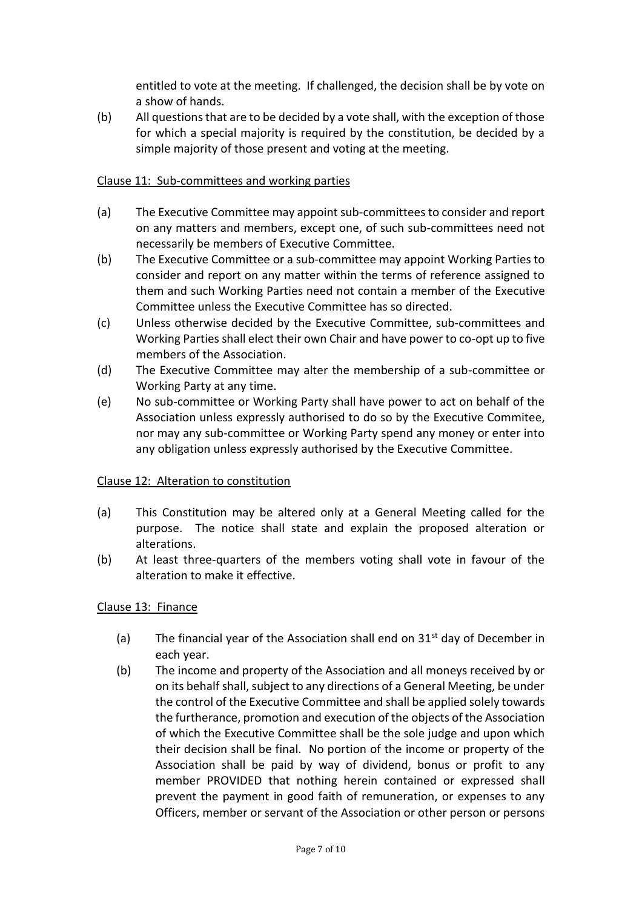entitled to vote at the meeting. If challenged, the decision shall be by vote on a show of hands.

(b) All questions that are to be decided by a vote shall, with the exception of those for which a special majority is required by the constitution, be decided by a simple majority of those present and voting at the meeting.

Clause 11: Sub-committees and working parties

(a) The Executive Committee may appoint sub-committees to consider and report on any matters and members, except one, of such sub-committees need not necessarily be members of Executive Committee.

(b) The Executive Committee or a sub-committee may appoint Working Parties to consider and report on any matter within the terms of reference assigned to them and such Working Parties need not contain a member of the Executive Committee unless the Executive Committee has so directed.

(c) Unless otherwise decided by the Executive Committee, sub-committees and Working Parties shall elect their own Chair and have power to co-opt up to five members of the Association.

(d) The Executive Committee may alter the membership of a sub-committee or Working Party at any time.

(e) No sub-committee or Working Party shall have power to act on behalf of the Association unless expressly authorised to do so by the Executive Commitee, nor may any sub-committee or Working Party spend any money or enter into any obligation unless expressly authorised by the Executive Committee.

Clause 12: Alteration to constitution

(a) This Constitution may be altered only at a General Meeting called for the purpose. The notice shall state and explain the proposed alteration or alterations.

(b) At least three-quarters of the members voting shall vote in favour of the alteration to make it effective.

Clause 13: Finance

(a) The financial year of the Association shall end on 31st day of December in each year.

(b) The income and property of the Association and all moneys received by or on its behalf shall, subject to any directions of a General Meeting, be under the control of the Executive Committee and shall be applied solely towards the furtherance, promotion and execution of the objects of the Association of which the Executive Committee shall be the sole judge and upon which their decision shall be final. No portion of the income or property of the Association shall be paid by way of dividend, bonus or profit to any member PROVIDED that nothing herein contained or expressed shall prevent the payment in good faith of remuneration, or expenses to any Officers, member or servant of the Association or other person or persons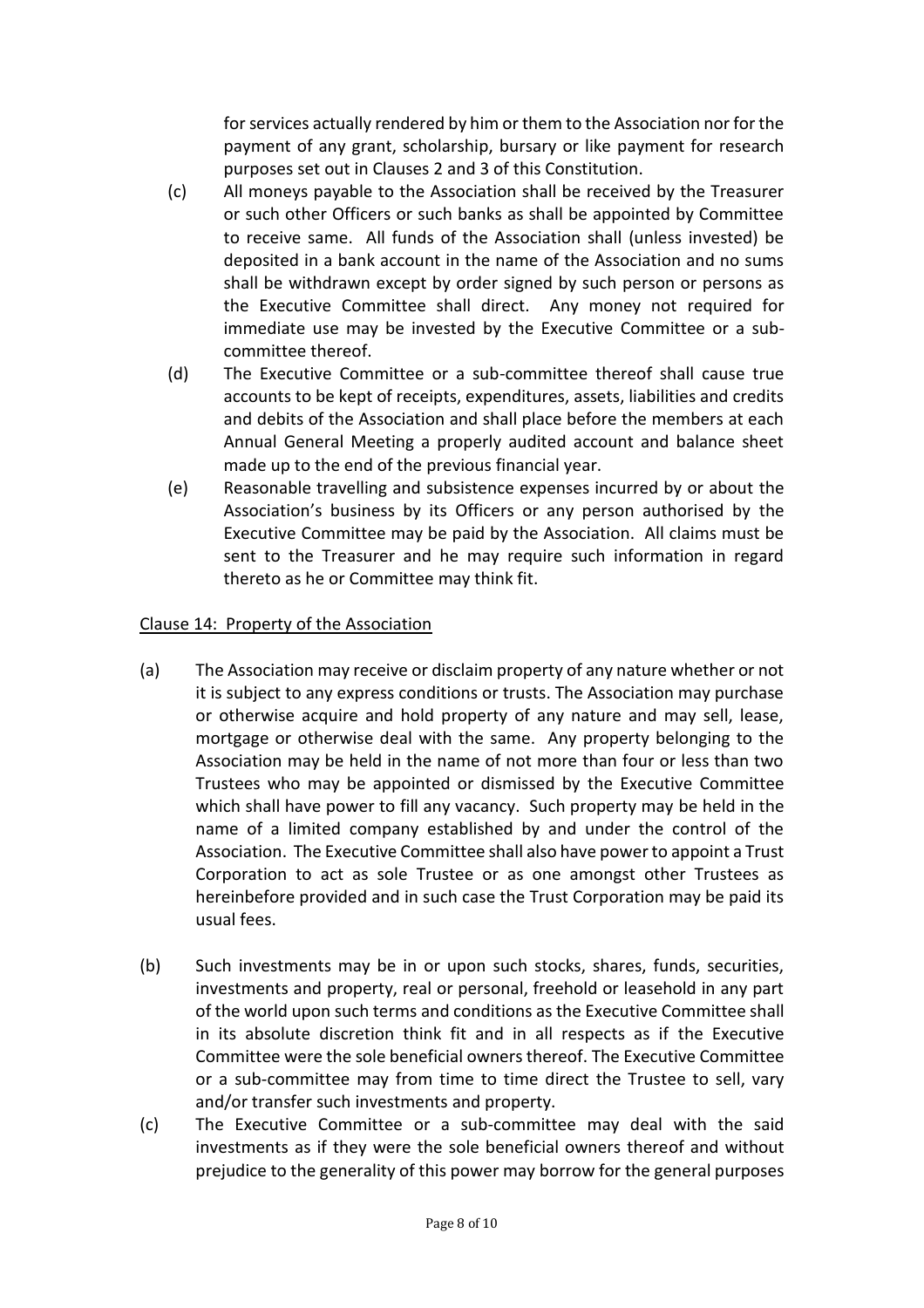for services actually rendered by him or them to the Association nor for the payment of any grant, scholarship, bursary or like payment for research purposes set out in Clauses 2 and 3 of this Constitution.

(c) All moneys payable to the Association shall be received by the Treasurer or such other Officers or such banks as shall be appointed by Committee to receive same. All funds of the Association shall (unless invested) be deposited in a bank account in the name of the Association and no sums shall be withdrawn except by order signed by such person or persons as the Executive Committee shall direct. Any money not required for immediate use may be invested by the Executive Committee or a sub-committee thereof.

(d) The Executive Committee or a sub-committee thereof shall cause true accounts to be kept of receipts, expenditures, assets, liabilities and credits and debits of the Association and shall place before the members at each Annual General Meeting a properly audited account and balance sheet made up to the end of the previous financial year.

(e) Reasonable travelling and subsistence expenses incurred by or about the Association's business by its Officers or any person authorised by the Executive Committee may be paid by the Association. All claims must be sent to the Treasurer and he may require such information in regard thereto as he or Committee may think fit.

Clause 14: Property of the Association

(a) The Association may receive or disclaim property of any nature whether or not it is subject to any express conditions or trusts. The Association may purchase or otherwise acquire and hold property of any nature and may sell, lease, mortgage or otherwise deal with the same. Any property belonging to the Association may be held in the name of not more than four or less than two Trustees who may be appointed or dismissed by the Executive Committee which shall have power to fill any vacancy. Such property may be held in the name of a limited company established by and under the control of the Association. The Executive Committee shall also have power to appoint a Trust Corporation to act as sole Trustee or as one amongst other Trustees as hereinbefore provided and in such case the Trust Corporation may be paid its usual fees.

(b) Such investments may be in or upon such stocks, shares, funds, securities, investments and property, real or personal, freehold or leasehold in any part of the world upon such terms and conditions as the Executive Committee shall in its absolute discretion think fit and in all respects as if the Executive Committee were the sole beneficial owners thereof. The Executive Committee or a sub-committee may from time to time direct the Trustee to sell, vary and/or transfer such investments and property.

(c) The Executive Committee or a sub-committee may deal with the said investments as if they were the sole beneficial owners thereof and without prejudice to the generality of this power may borrow for the general purposes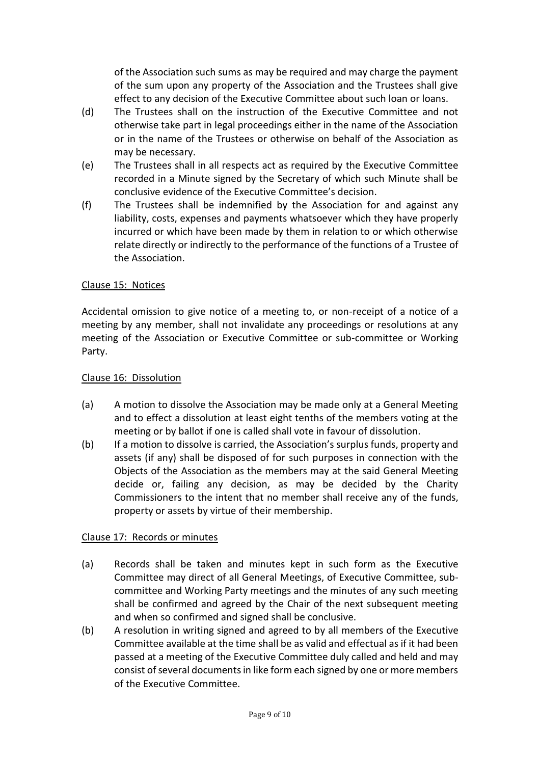of the Association such sums as may be required and may charge the payment of the sum upon any property of the Association and the Trustees shall give effect to any decision of the Executive Committee about such loan or loans.

(d) The Trustees shall on the instruction of the Executive Committee and not otherwise take part in legal proceedings either in the name of the Association or in the name of the Trustees or otherwise on behalf of the Association as may be necessary.

(e) The Trustees shall in all respects act as required by the Executive Committee recorded in a Minute signed by the Secretary of which such Minute shall be conclusive evidence of the Executive Committee's decision.

(f) The Trustees shall be indemnified by the Association for and against any liability, costs, expenses and payments whatsoever which they have properly incurred or which have been made by them in relation to or which otherwise relate directly or indirectly to the performance of the functions of a Trustee of the Association.

Clause 15: Notices

Accidental omission to give notice of a meeting to, or non-receipt of a notice of a meeting by any member, shall not invalidate any proceedings or resolutions at any meeting of the Association or Executive Committee or sub-committee or Working Party.

Clause 16: Dissolution

(a) A motion to dissolve the Association may be made only at a General Meeting and to effect a dissolution at least eight tenths of the members voting at the meeting or by ballot if one is called shall vote in favour of dissolution.

(b) If a motion to dissolve is carried, the Association's surplus funds, property and assets (if any) shall be disposed of for such purposes in connection with the Objects of the Association as the members may at the said General Meeting decide or, failing any decision, as may be decided by the Charity Commissioners to the intent that no member shall receive any of the funds, property or assets by virtue of their membership.

Clause 17: Records or minutes

(a) Records shall be taken and minutes kept in such form as the Executive Committee may direct of all General Meetings, of Executive Committee, sub-committee and Working Party meetings and the minutes of any such meeting shall be confirmed and agreed by the Chair of the next subsequent meeting and when so confirmed and signed shall be conclusive.

(b) A resolution in writing signed and agreed to by all members of the Executive Committee available at the time shall be as valid and effectual as if it had been passed at a meeting of the Executive Committee duly called and held and may consist of several documents in like form each signed by one or more members of the Executive Committee.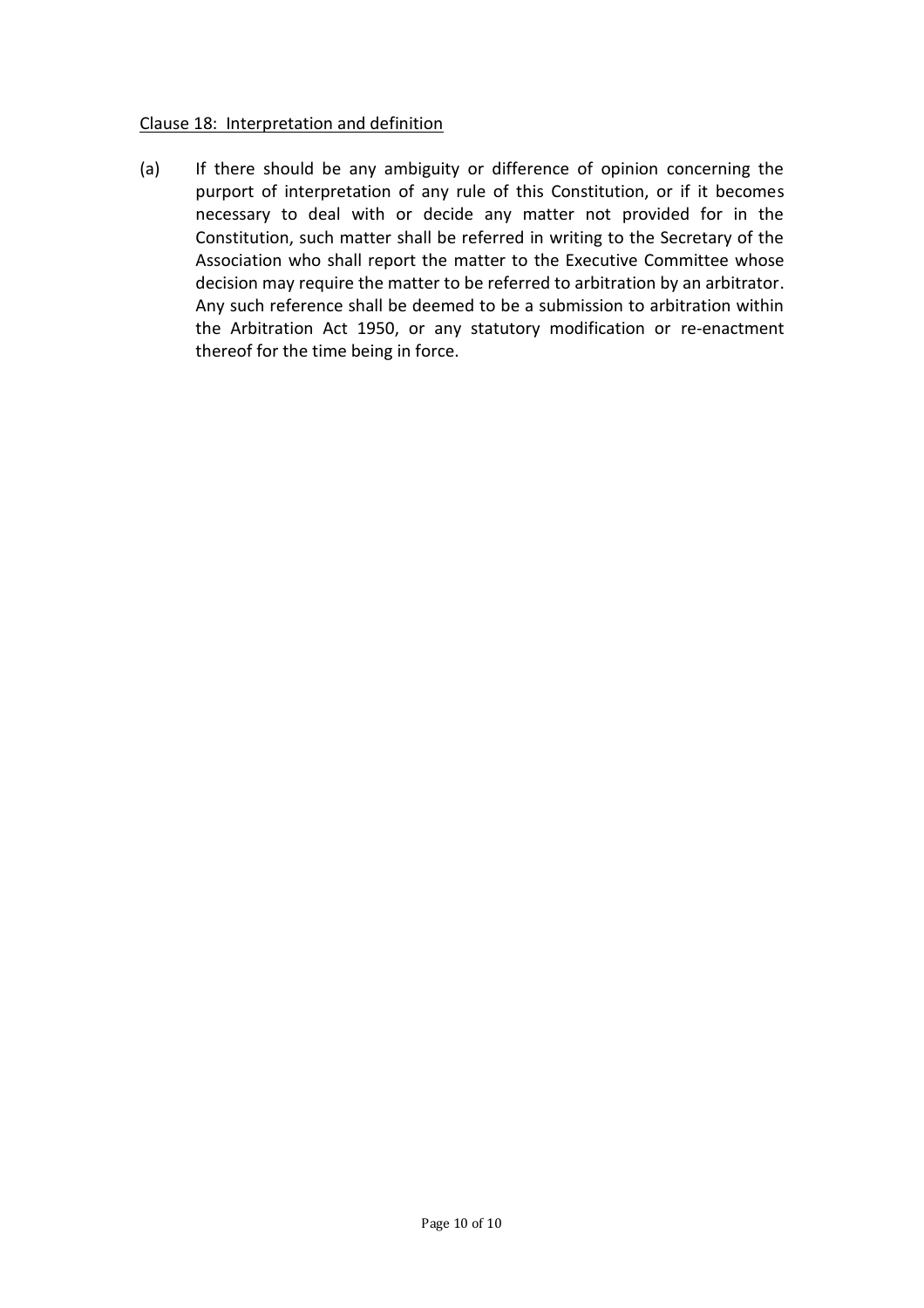Clause 18: Interpretation and definition

(a) If there should be any ambiguity or difference of opinion concerning the purport of interpretation of any rule of this Constitution, or if it becomes necessary to deal with or decide any matter not provided for in the Constitution, such matter shall be referred in writing to the Secretary of the Association who shall report the matter to the Executive Committee whose decision may require the matter to be referred to arbitration by an arbitrator. Any such reference shall be deemed to be a submission to arbitration within the Arbitration Act 1950, or any statutory modification or re-enactment thereof for the time being in force.